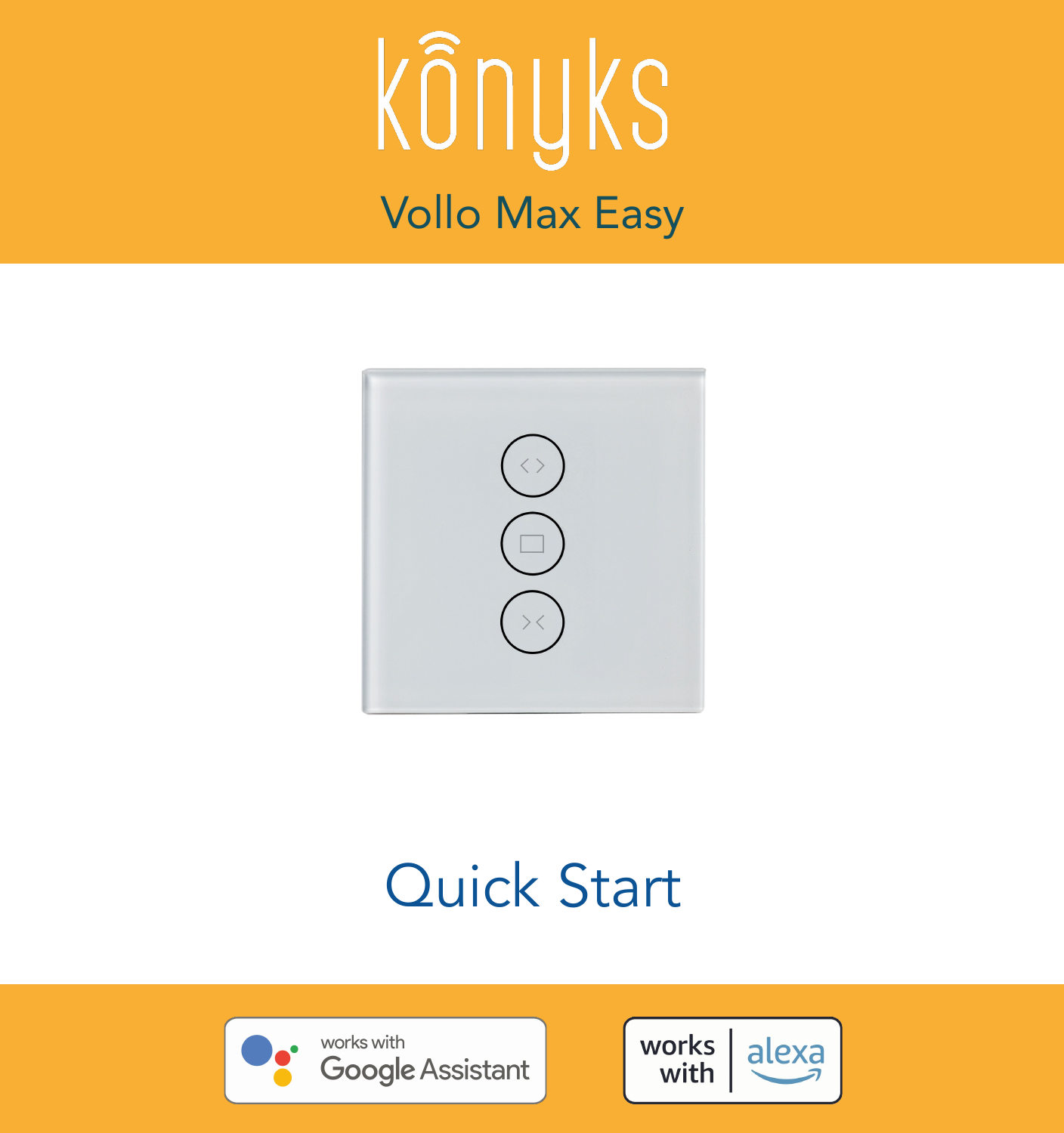# konyks

## Vollo Max Easy

# Quick Start

works with Google Assistant

works with alexa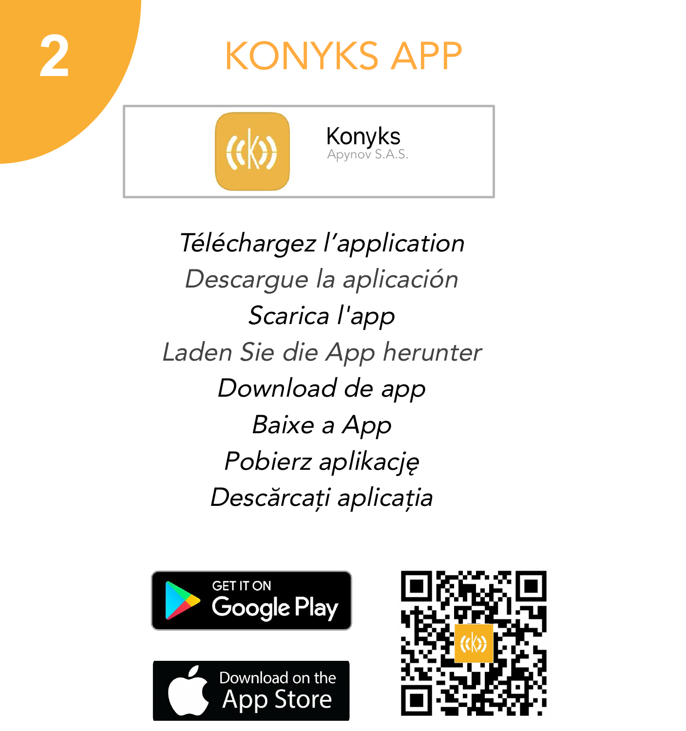# 2

# KONYKS APP

Konyks
Apynov S.A.S.

*Téléchargez l'application*
*Descargue la aplicación*
*Scarica l'app*
*Laden Sie die App herunter*
*Download de app*
*Baixe a App*
*Pobierz aplikację*
*Descărcați aplicația*

GET IT ON Google Play

Download on the App Store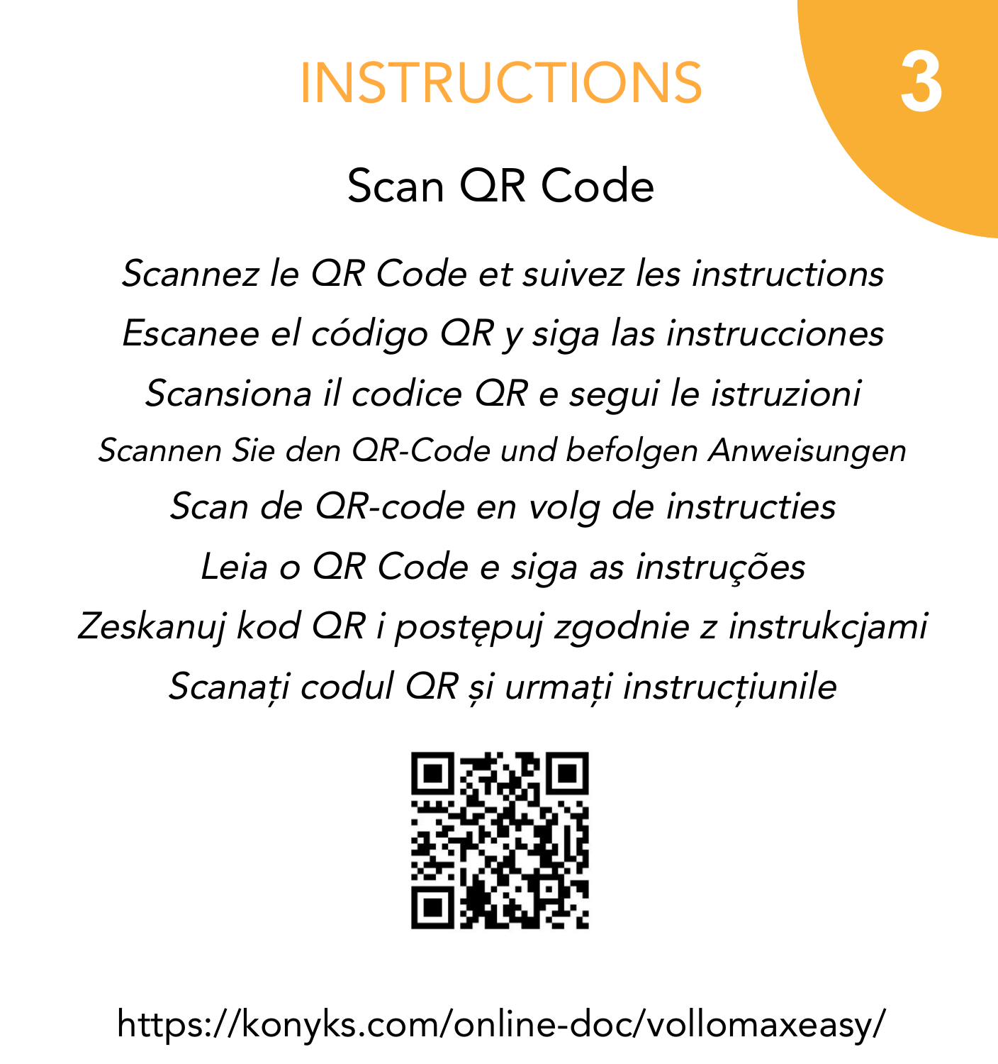# INSTRUCTIONS

3

## Scan QR Code

*Scannez le QR Code et suivez les instructions*

*Escanee el código QR y siga las instrucciones*

*Scansiona il codice QR e segui le istruzioni*

*Scannen Sie den QR-Code und befolgen Anweisungen*

*Scan de QR-code en volg de instructies*

*Leia o QR Code e siga as instruções*

*Zeskanuj kod QR i postępuj zgodnie z instrukcjami*

*Scanați codul QR și urmați instrucțiunile*

https://konyks.com/online-doc/vollomaxeasy/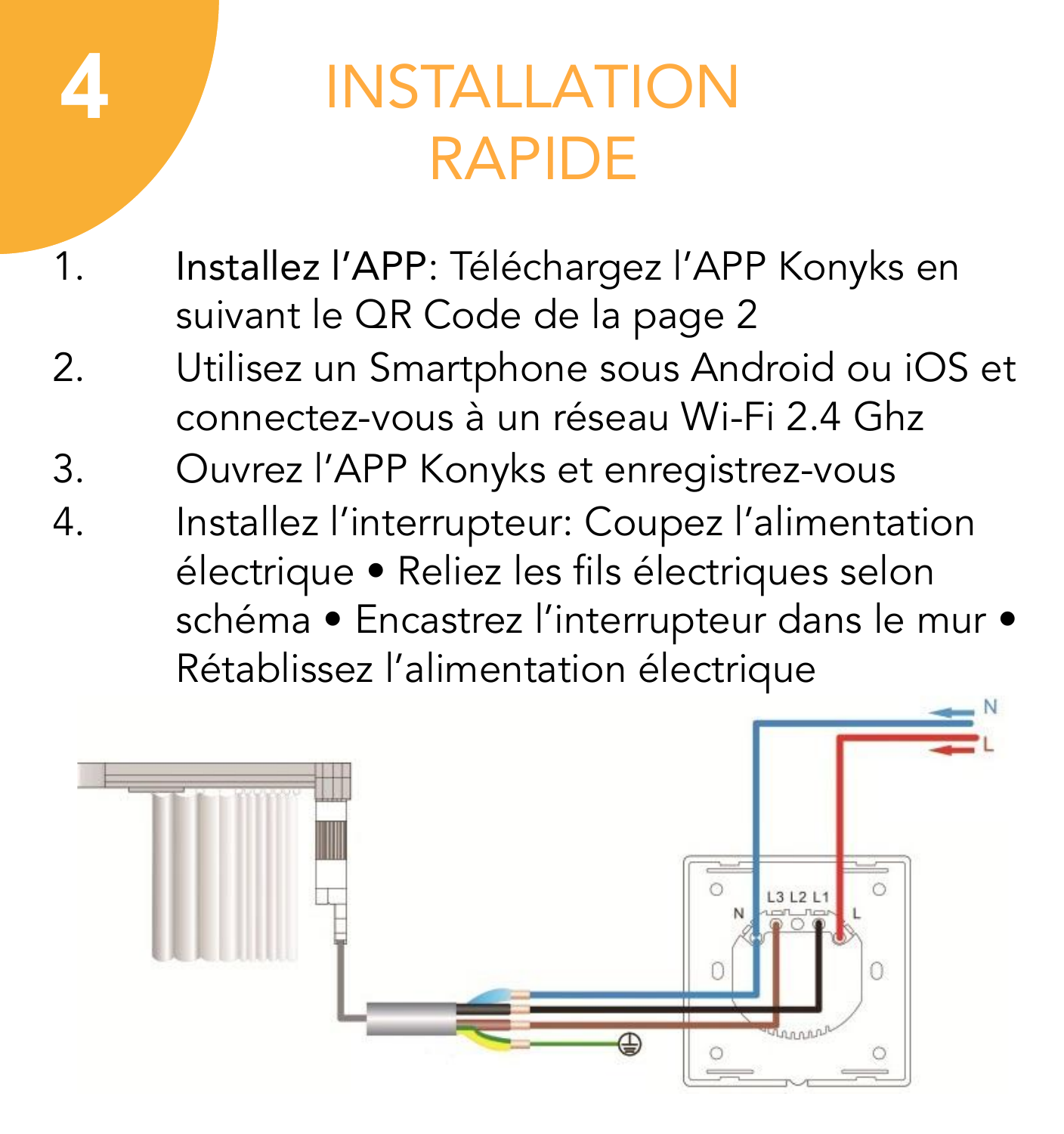# 4 INSTALLATION RAPIDE

1. **Installez l'APP**: Téléchargez l'APP Konyks en suivant le QR Code de la page 2
2. Utilisez un Smartphone sous Android ou iOS et connectez-vous à un réseau Wi-Fi 2.4 Ghz
3. Ouvrez l'APP Konyks et enregistrez-vous
4. Installez l'interrupteur: Coupez l'alimentation électrique • Reliez les fils électriques selon schéma • Encastrez l'interrupteur dans le mur • Rétablissez l'alimentation électrique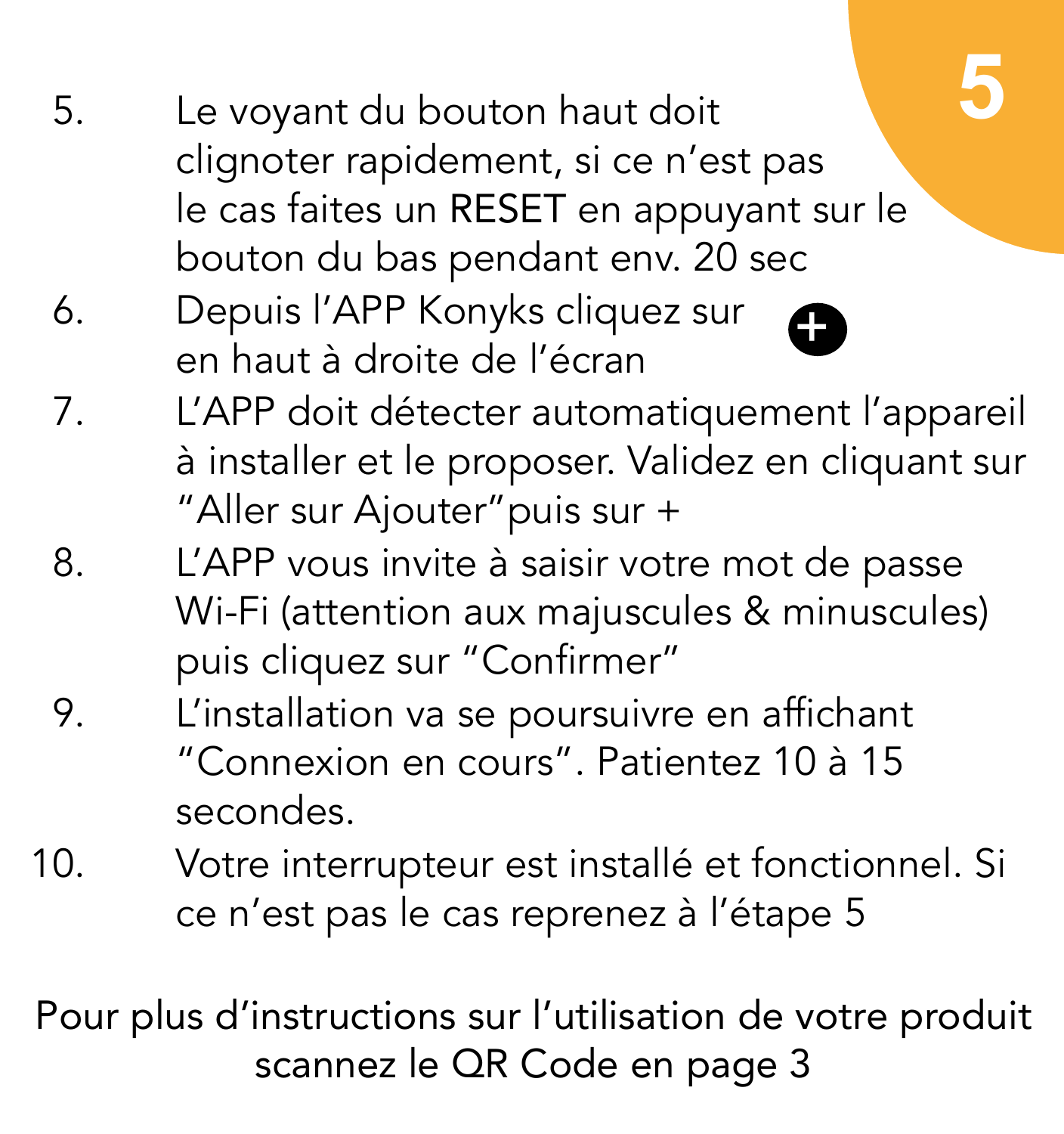5. Le voyant du bouton haut doit clignoter rapidement, si ce n’est pas le cas faites un RESET en appuyant sur le bouton du bas pendant env. 20 sec
6. Depuis l’APP Konyks cliquez sur ⊕ en haut à droite de l’écran
7. L’APP doit détecter automatiquement l’appareil à installer et le proposer. Validez en cliquant sur “Aller sur Ajouter”puis sur +
8. L’APP vous invite à saisir votre mot de passe Wi-Fi (attention aux majuscules & minuscules) puis cliquez sur “Confirmer”
9. L’installation va se poursuivre en affichant “Connexion en cours”. Patientez 10 à 15 secondes.
10. Votre interrupteur est installé et fonctionnel. Si ce n’est pas le cas reprenez à l’étape 5

Pour plus d’instructions sur l’utilisation de votre produit scannez le QR Code en page 3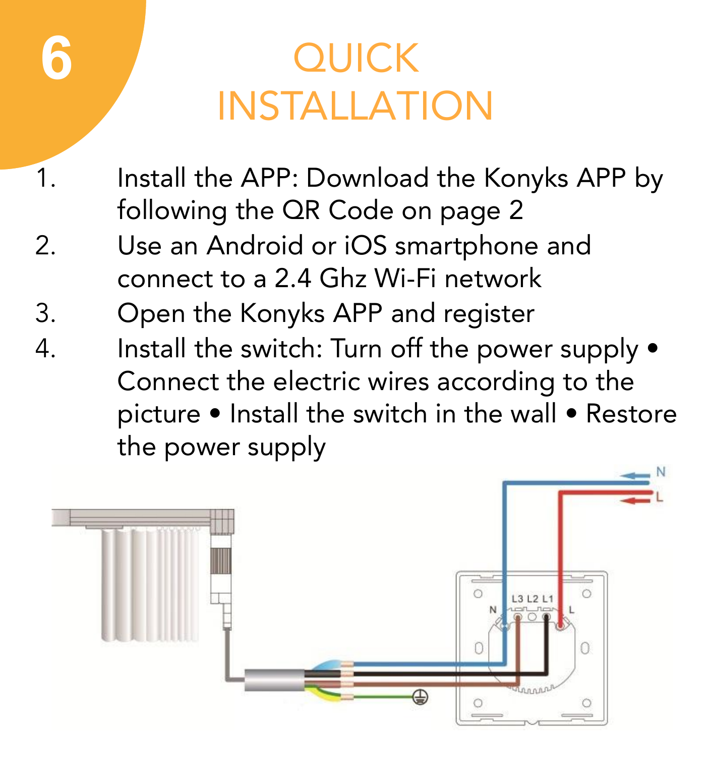# QUICK INSTALLATION

1. Install the APP: Download the Konyks APP by following the QR Code on page 2
2. Use an Android or iOS smartphone and connect to a 2.4 Ghz Wi-Fi network
3. Open the Konyks APP and register
4. Install the switch: Turn off the power supply • Connect the electric wires according to the picture • Install the switch in the wall • Restore the power supply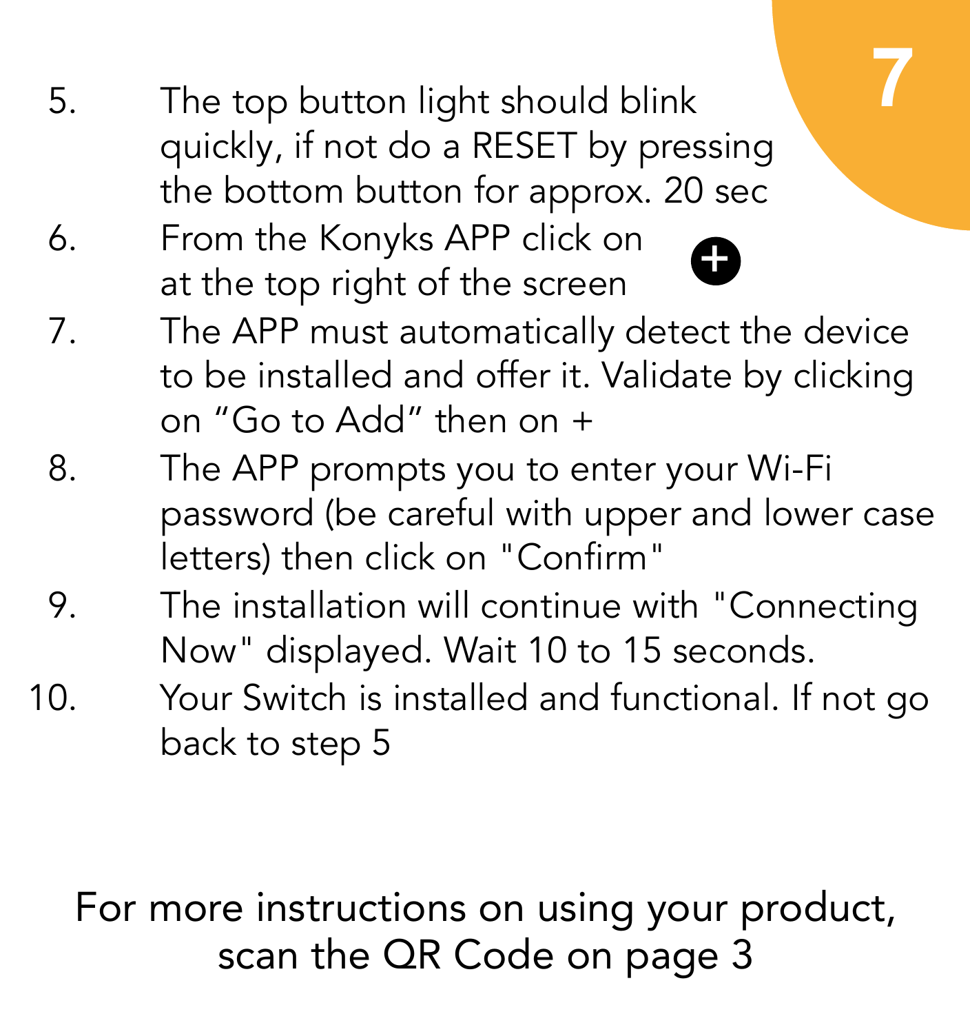5. The top button light should blink quickly, if not do a RESET by pressing the bottom button for approx. 20 sec
6. From the Konyks APP click on ⊕ at the top right of the screen
7. The APP must automatically detect the device to be installed and offer it. Validate by clicking on “Go to Add” then on +
8. The APP prompts you to enter your Wi-Fi password (be careful with upper and lower case letters) then click on "Confirm"
9. The installation will continue with "Connecting Now" displayed. Wait 10 to 15 seconds.
10. Your Switch is installed and functional. If not go back to step 5

For more instructions on using your product, scan the QR Code on page 3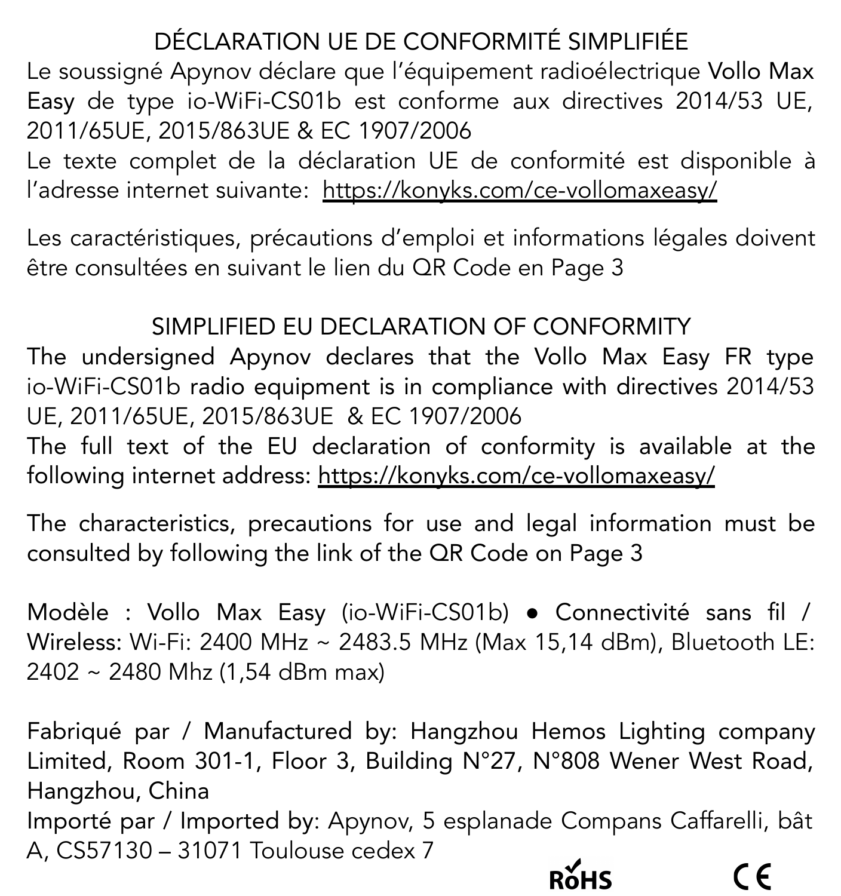## DÉCLARATION UE DE CONFORMITÉ SIMPLIFIÉE

Le soussigné Apynov déclare que l'équipement radioélectrique Vollo Max Easy de type io-WiFi-CS01b est conforme aux directives 2014/53 UE, 2011/65UE, 2015/863UE & EC 1907/2006

Le texte complet de la déclaration UE de conformité est disponible à l'adresse internet suivante: https://konyks.com/ce-vollomaxeasy/

Les caractéristiques, précautions d'emploi et informations légales doivent être consultées en suivant le lien du QR Code en Page 3

## SIMPLIFIED EU DECLARATION OF CONFORMITY

The undersigned Apynov declares that the Vollo Max Easy FR type io-WiFi-CS01b radio equipment is in compliance with directives 2014/53 UE, 2011/65UE, 2015/863UE & EC 1907/2006

The full text of the EU declaration of conformity is available at the following internet address: https://konyks.com/ce-vollomaxeasy/

The characteristics, precautions for use and legal information must be consulted by following the link of the QR Code on Page 3

Modèle : Vollo Max Easy (io-WiFi-CS01b) • Connectivité sans fil / Wireless: Wi-Fi: 2400 MHz ~ 2483.5 MHz (Max 15,14 dBm), Bluetooth LE: 2402 ~ 2480 Mhz (1,54 dBm max)

Fabriqué par / Manufactured by: Hangzhou Hemos Lighting company Limited, Room 301-1, Floor 3, Building N°27, N°808 Wener West Road, Hangzhou, China

Importé par / Imported by: Apynov, 5 esplanade Compans Caffarelli, bât A, CS57130 – 31071 Toulouse cedex 7

RoHS CE